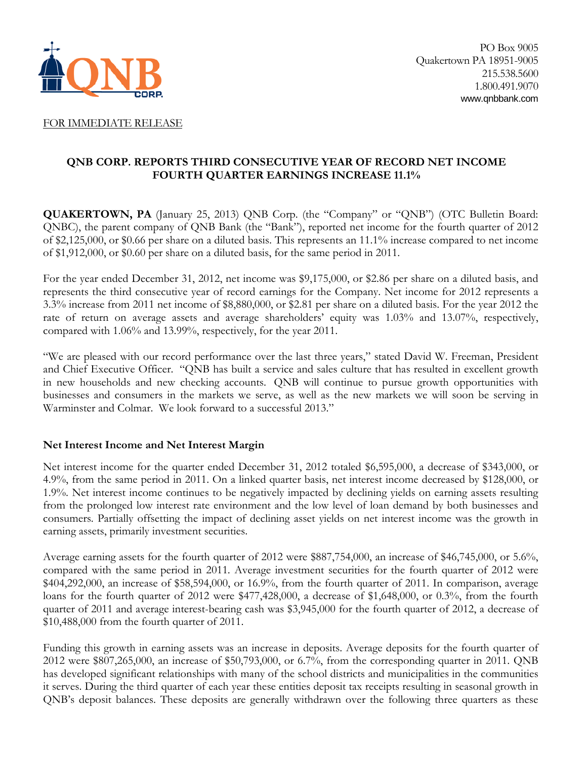PO Box 9005
Quakertown PA 18951-9005
215.538.5600
1.800.491.9070
www.qnbbank.com

FOR IMMEDIATE RELEASE

## QNB CORP. REPORTS THIRD CONSECUTIVE YEAR OF RECORD NET INCOME FOURTH QUARTER EARNINGS INCREASE 11.1%

**QUAKERTOWN, PA** (January 25, 2013) QNB Corp. (the "Company" or "QNB") (OTC Bulletin Board: QNBC), the parent company of QNB Bank (the "Bank"), reported net income for the fourth quarter of 2012 of $2,125,000, or $0.66 per share on a diluted basis. This represents an 11.1% increase compared to net income of $1,912,000, or $0.60 per share on a diluted basis, for the same period in 2011.

For the year ended December 31, 2012, net income was $9,175,000, or $2.86 per share on a diluted basis, and represents the third consecutive year of record earnings for the Company. Net income for 2012 represents a 3.3% increase from 2011 net income of $8,880,000, or $2.81 per share on a diluted basis. For the year 2012 the rate of return on average assets and average shareholders' equity was 1.03% and 13.07%, respectively, compared with 1.06% and 13.99%, respectively, for the year 2011.

"We are pleased with our record performance over the last three years," stated David W. Freeman, President and Chief Executive Officer. "QNB has built a service and sales culture that has resulted in excellent growth in new households and new checking accounts. QNB will continue to pursue growth opportunities with businesses and consumers in the markets we serve, as well as the new markets we will soon be serving in Warminster and Colmar. We look forward to a successful 2013."

### Net Interest Income and Net Interest Margin

Net interest income for the quarter ended December 31, 2012 totaled $6,595,000, a decrease of $343,000, or 4.9%, from the same period in 2011. On a linked quarter basis, net interest income decreased by $128,000, or 1.9%. Net interest income continues to be negatively impacted by declining yields on earning assets resulting from the prolonged low interest rate environment and the low level of loan demand by both businesses and consumers. Partially offsetting the impact of declining asset yields on net interest income was the growth in earning assets, primarily investment securities.

Average earning assets for the fourth quarter of 2012 were $887,754,000, an increase of $46,745,000, or 5.6%, compared with the same period in 2011. Average investment securities for the fourth quarter of 2012 were $404,292,000, an increase of $58,594,000, or 16.9%, from the fourth quarter of 2011. In comparison, average loans for the fourth quarter of 2012 were $477,428,000, a decrease of $1,648,000, or 0.3%, from the fourth quarter of 2011 and average interest-bearing cash was $3,945,000 for the fourth quarter of 2012, a decrease of $10,488,000 from the fourth quarter of 2011.

Funding this growth in earning assets was an increase in deposits. Average deposits for the fourth quarter of 2012 were $807,265,000, an increase of $50,793,000, or 6.7%, from the corresponding quarter in 2011. QNB has developed significant relationships with many of the school districts and municipalities in the communities it serves. During the third quarter of each year these entities deposit tax receipts resulting in seasonal growth in QNB's deposit balances. These deposits are generally withdrawn over the following three quarters as these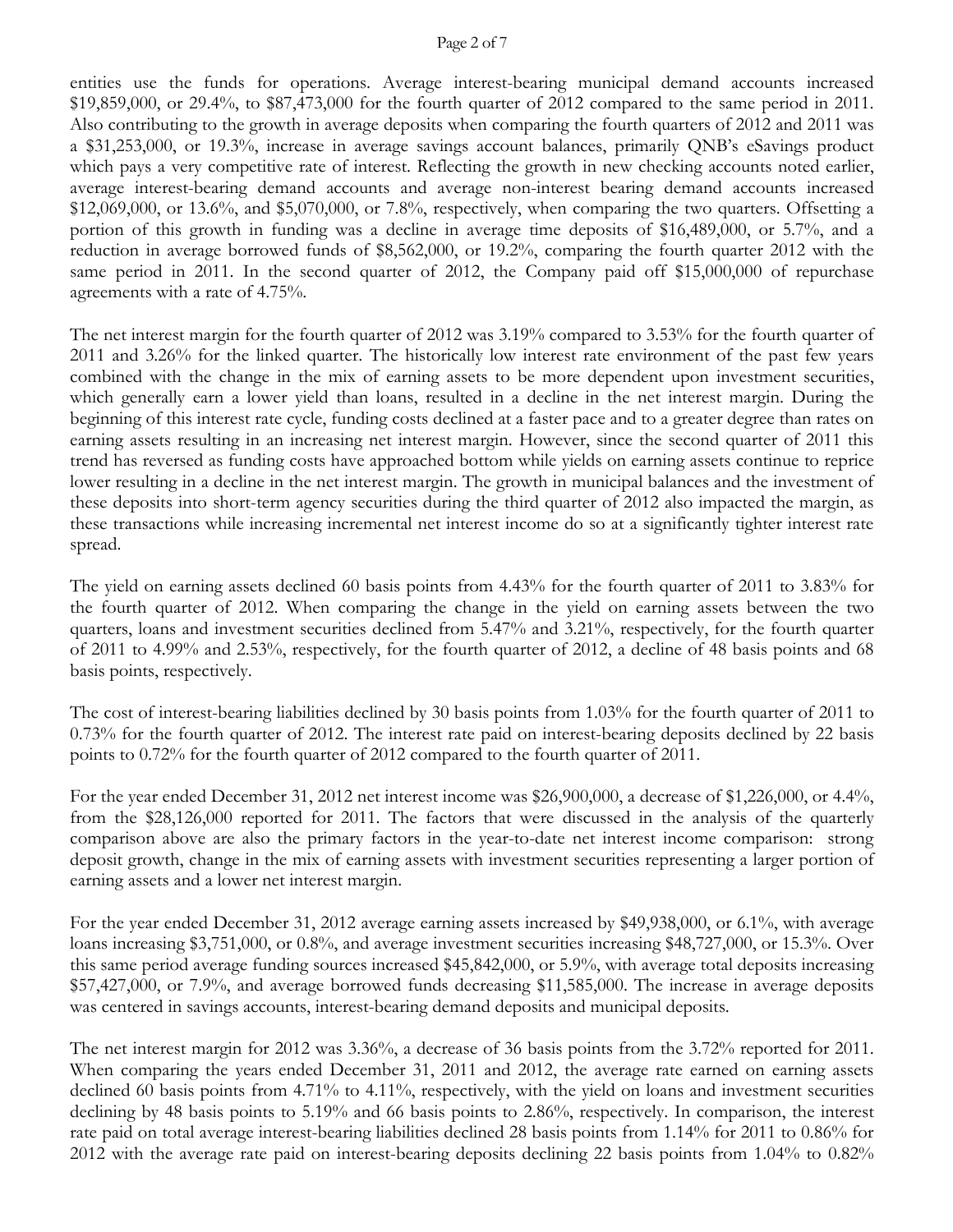entities use the funds for operations. Average interest-bearing municipal demand accounts increased $19,859,000, or 29.4%, to $87,473,000 for the fourth quarter of 2012 compared to the same period in 2011. Also contributing to the growth in average deposits when comparing the fourth quarters of 2012 and 2011 was a $31,253,000, or 19.3%, increase in average savings account balances, primarily QNB's eSavings product which pays a very competitive rate of interest. Reflecting the growth in new checking accounts noted earlier, average interest-bearing demand accounts and average non-interest bearing demand accounts increased $12,069,000, or 13.6%, and $5,070,000, or 7.8%, respectively, when comparing the two quarters. Offsetting a portion of this growth in funding was a decline in average time deposits of $16,489,000, or 5.7%, and a reduction in average borrowed funds of $8,562,000, or 19.2%, comparing the fourth quarter 2012 with the same period in 2011. In the second quarter of 2012, the Company paid off $15,000,000 of repurchase agreements with a rate of 4.75%.

The net interest margin for the fourth quarter of 2012 was 3.19% compared to 3.53% for the fourth quarter of 2011 and 3.26% for the linked quarter. The historically low interest rate environment of the past few years combined with the change in the mix of earning assets to be more dependent upon investment securities, which generally earn a lower yield than loans, resulted in a decline in the net interest margin. During the beginning of this interest rate cycle, funding costs declined at a faster pace and to a greater degree than rates on earning assets resulting in an increasing net interest margin. However, since the second quarter of 2011 this trend has reversed as funding costs have approached bottom while yields on earning assets continue to reprice lower resulting in a decline in the net interest margin. The growth in municipal balances and the investment of these deposits into short-term agency securities during the third quarter of 2012 also impacted the margin, as these transactions while increasing incremental net interest income do so at a significantly tighter interest rate spread.

The yield on earning assets declined 60 basis points from 4.43% for the fourth quarter of 2011 to 3.83% for the fourth quarter of 2012. When comparing the change in the yield on earning assets between the two quarters, loans and investment securities declined from 5.47% and 3.21%, respectively, for the fourth quarter of 2011 to 4.99% and 2.53%, respectively, for the fourth quarter of 2012, a decline of 48 basis points and 68 basis points, respectively.

The cost of interest-bearing liabilities declined by 30 basis points from 1.03% for the fourth quarter of 2011 to 0.73% for the fourth quarter of 2012. The interest rate paid on interest-bearing deposits declined by 22 basis points to 0.72% for the fourth quarter of 2012 compared to the fourth quarter of 2011.

For the year ended December 31, 2012 net interest income was $26,900,000, a decrease of $1,226,000, or 4.4%, from the $28,126,000 reported for 2011. The factors that were discussed in the analysis of the quarterly comparison above are also the primary factors in the year-to-date net interest income comparison: strong deposit growth, change in the mix of earning assets with investment securities representing a larger portion of earning assets and a lower net interest margin.

For the year ended December 31, 2012 average earning assets increased by $49,938,000, or 6.1%, with average loans increasing $3,751,000, or 0.8%, and average investment securities increasing $48,727,000, or 15.3%. Over this same period average funding sources increased $45,842,000, or 5.9%, with average total deposits increasing $57,427,000, or 7.9%, and average borrowed funds decreasing $11,585,000. The increase in average deposits was centered in savings accounts, interest-bearing demand deposits and municipal deposits.

The net interest margin for 2012 was 3.36%, a decrease of 36 basis points from the 3.72% reported for 2011. When comparing the years ended December 31, 2011 and 2012, the average rate earned on earning assets declined 60 basis points from 4.71% to 4.11%, respectively, with the yield on loans and investment securities declining by 48 basis points to 5.19% and 66 basis points to 2.86%, respectively. In comparison, the interest rate paid on total average interest-bearing liabilities declined 28 basis points from 1.14% for 2011 to 0.86% for 2012 with the average rate paid on interest-bearing deposits declining 22 basis points from 1.04% to 0.82%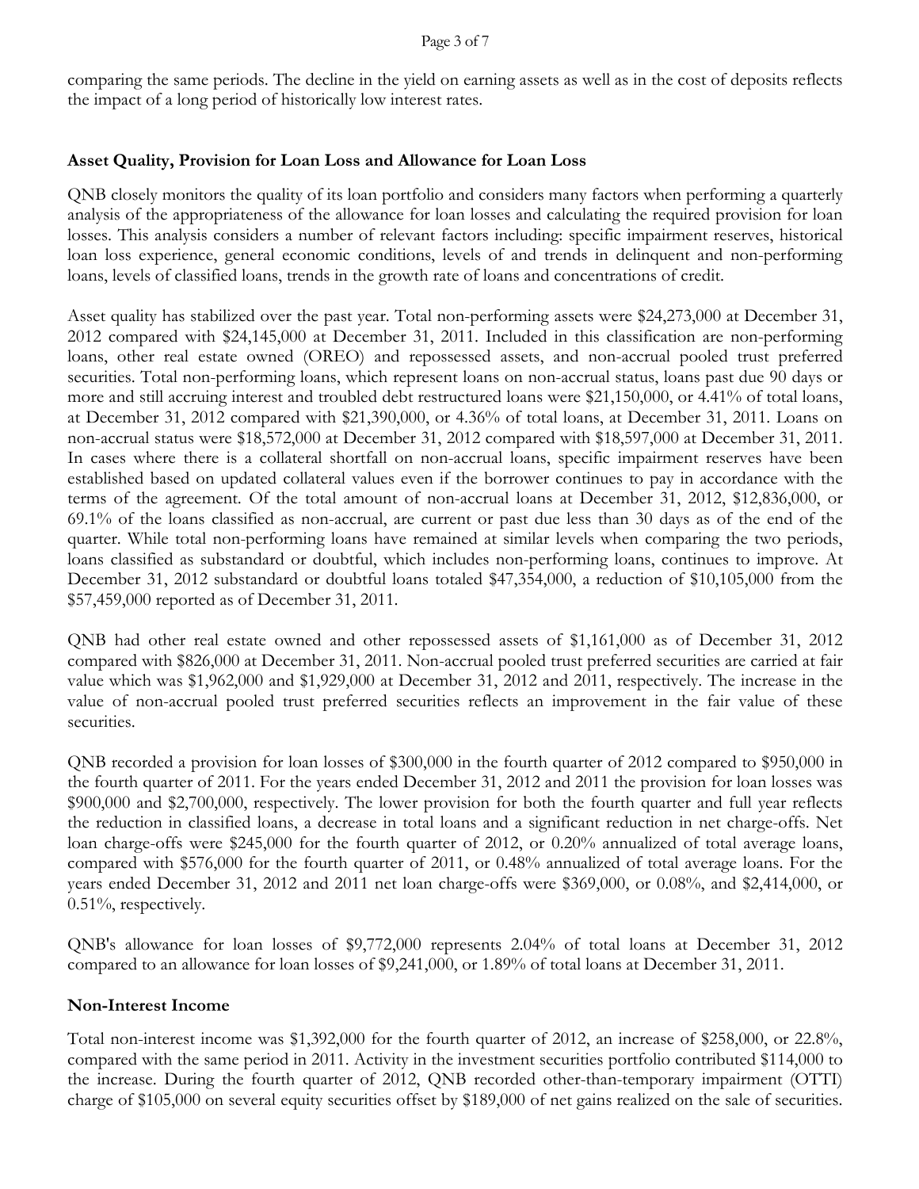comparing the same periods. The decline in the yield on earning assets as well as in the cost of deposits reflects the impact of a long period of historically low interest rates.

**Asset Quality, Provision for Loan Loss and Allowance for Loan Loss**

QNB closely monitors the quality of its loan portfolio and considers many factors when performing a quarterly analysis of the appropriateness of the allowance for loan losses and calculating the required provision for loan losses. This analysis considers a number of relevant factors including: specific impairment reserves, historical loan loss experience, general economic conditions, levels of and trends in delinquent and non-performing loans, levels of classified loans, trends in the growth rate of loans and concentrations of credit.

Asset quality has stabilized over the past year. Total non-performing assets were $24,273,000 at December 31, 2012 compared with $24,145,000 at December 31, 2011. Included in this classification are non-performing loans, other real estate owned (OREO) and repossessed assets, and non-accrual pooled trust preferred securities. Total non-performing loans, which represent loans on non-accrual status, loans past due 90 days or more and still accruing interest and troubled debt restructured loans were $21,150,000, or 4.41% of total loans, at December 31, 2012 compared with $21,390,000, or 4.36% of total loans, at December 31, 2011. Loans on non-accrual status were $18,572,000 at December 31, 2012 compared with $18,597,000 at December 31, 2011. In cases where there is a collateral shortfall on non-accrual loans, specific impairment reserves have been established based on updated collateral values even if the borrower continues to pay in accordance with the terms of the agreement. Of the total amount of non-accrual loans at December 31, 2012, $12,836,000, or 69.1% of the loans classified as non-accrual, are current or past due less than 30 days as of the end of the quarter. While total non-performing loans have remained at similar levels when comparing the two periods, loans classified as substandard or doubtful, which includes non-performing loans, continues to improve. At December 31, 2012 substandard or doubtful loans totaled $47,354,000, a reduction of $10,105,000 from the $57,459,000 reported as of December 31, 2011.

QNB had other real estate owned and other repossessed assets of $1,161,000 as of December 31, 2012 compared with $826,000 at December 31, 2011. Non-accrual pooled trust preferred securities are carried at fair value which was $1,962,000 and $1,929,000 at December 31, 2012 and 2011, respectively. The increase in the value of non-accrual pooled trust preferred securities reflects an improvement in the fair value of these securities.

QNB recorded a provision for loan losses of $300,000 in the fourth quarter of 2012 compared to $950,000 in the fourth quarter of 2011. For the years ended December 31, 2012 and 2011 the provision for loan losses was $900,000 and $2,700,000, respectively. The lower provision for both the fourth quarter and full year reflects the reduction in classified loans, a decrease in total loans and a significant reduction in net charge-offs. Net loan charge-offs were $245,000 for the fourth quarter of 2012, or 0.20% annualized of total average loans, compared with $576,000 for the fourth quarter of 2011, or 0.48% annualized of total average loans. For the years ended December 31, 2012 and 2011 net loan charge-offs were $369,000, or 0.08%, and $2,414,000, or 0.51%, respectively.

QNB's allowance for loan losses of $9,772,000 represents 2.04% of total loans at December 31, 2012 compared to an allowance for loan losses of $9,241,000, or 1.89% of total loans at December 31, 2011.

**Non-Interest Income**

Total non-interest income was $1,392,000 for the fourth quarter of 2012, an increase of $258,000, or 22.8%, compared with the same period in 2011. Activity in the investment securities portfolio contributed $114,000 to the increase. During the fourth quarter of 2012, QNB recorded other-than-temporary impairment (OTTI) charge of $105,000 on several equity securities offset by $189,000 of net gains realized on the sale of securities.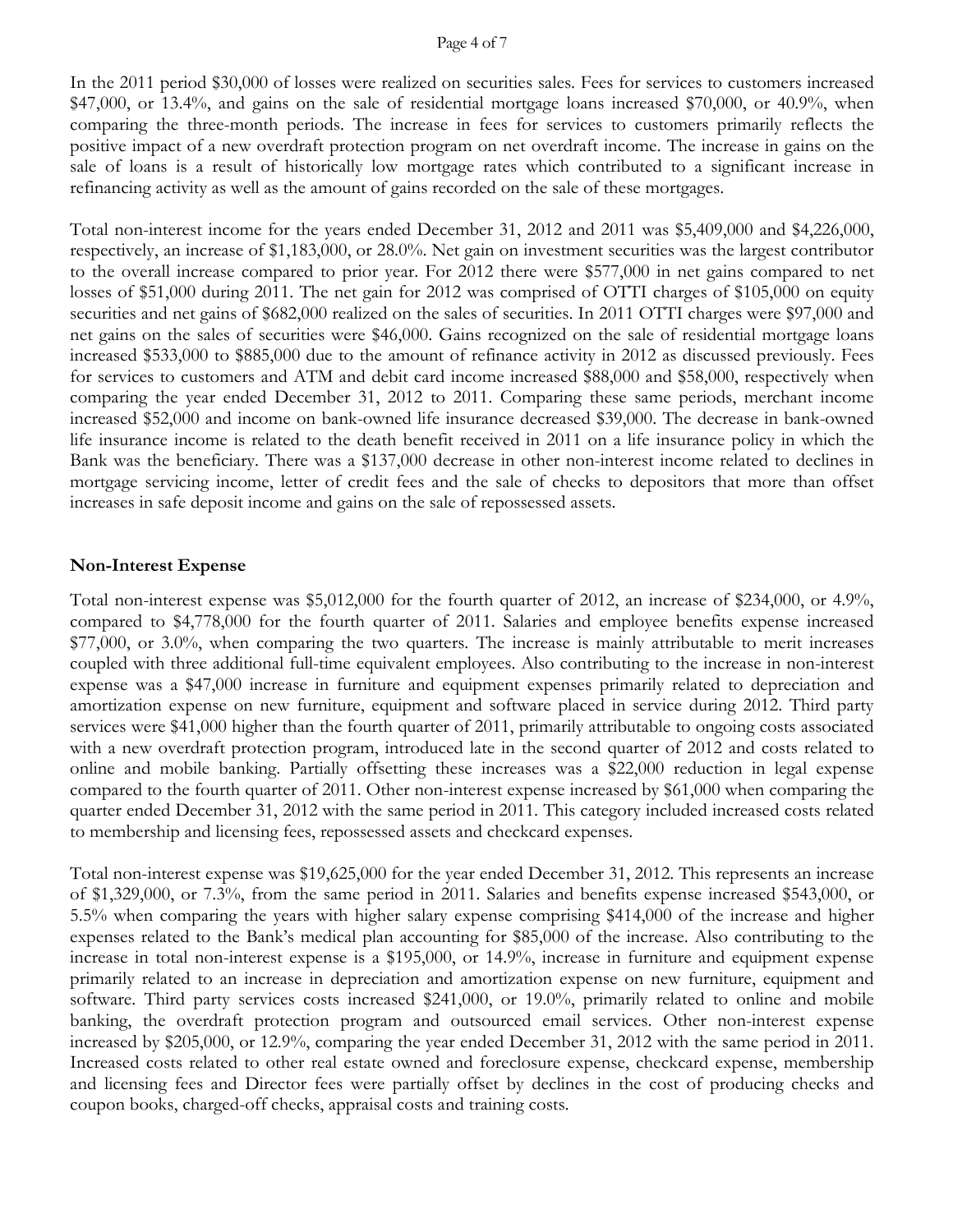In the 2011 period $30,000 of losses were realized on securities sales. Fees for services to customers increased $47,000, or 13.4%, and gains on the sale of residential mortgage loans increased $70,000, or 40.9%, when comparing the three-month periods. The increase in fees for services to customers primarily reflects the positive impact of a new overdraft protection program on net overdraft income. The increase in gains on the sale of loans is a result of historically low mortgage rates which contributed to a significant increase in refinancing activity as well as the amount of gains recorded on the sale of these mortgages.

Total non-interest income for the years ended December 31, 2012 and 2011 was $5,409,000 and $4,226,000, respectively, an increase of $1,183,000, or 28.0%. Net gain on investment securities was the largest contributor to the overall increase compared to prior year. For 2012 there were $577,000 in net gains compared to net losses of $51,000 during 2011. The net gain for 2012 was comprised of OTTI charges of $105,000 on equity securities and net gains of $682,000 realized on the sales of securities. In 2011 OTTI charges were $97,000 and net gains on the sales of securities were $46,000. Gains recognized on the sale of residential mortgage loans increased $533,000 to $885,000 due to the amount of refinance activity in 2012 as discussed previously. Fees for services to customers and ATM and debit card income increased $88,000 and $58,000, respectively when comparing the year ended December 31, 2012 to 2011. Comparing these same periods, merchant income increased $52,000 and income on bank-owned life insurance decreased $39,000. The decrease in bank-owned life insurance income is related to the death benefit received in 2011 on a life insurance policy in which the Bank was the beneficiary. There was a $137,000 decrease in other non-interest income related to declines in mortgage servicing income, letter of credit fees and the sale of checks to depositors that more than offset increases in safe deposit income and gains on the sale of repossessed assets.

**Non-Interest Expense**

Total non-interest expense was $5,012,000 for the fourth quarter of 2012, an increase of $234,000, or 4.9%, compared to $4,778,000 for the fourth quarter of 2011. Salaries and employee benefits expense increased $77,000, or 3.0%, when comparing the two quarters. The increase is mainly attributable to merit increases coupled with three additional full-time equivalent employees. Also contributing to the increase in non-interest expense was a $47,000 increase in furniture and equipment expenses primarily related to depreciation and amortization expense on new furniture, equipment and software placed in service during 2012. Third party services were $41,000 higher than the fourth quarter of 2011, primarily attributable to ongoing costs associated with a new overdraft protection program, introduced late in the second quarter of 2012 and costs related to online and mobile banking. Partially offsetting these increases was a $22,000 reduction in legal expense compared to the fourth quarter of 2011. Other non-interest expense increased by $61,000 when comparing the quarter ended December 31, 2012 with the same period in 2011. This category included increased costs related to membership and licensing fees, repossessed assets and checkcard expenses.

Total non-interest expense was $19,625,000 for the year ended December 31, 2012. This represents an increase of $1,329,000, or 7.3%, from the same period in 2011. Salaries and benefits expense increased $543,000, or 5.5% when comparing the years with higher salary expense comprising $414,000 of the increase and higher expenses related to the Bank's medical plan accounting for $85,000 of the increase. Also contributing to the increase in total non-interest expense is a $195,000, or 14.9%, increase in furniture and equipment expense primarily related to an increase in depreciation and amortization expense on new furniture, equipment and software. Third party services costs increased $241,000, or 19.0%, primarily related to online and mobile banking, the overdraft protection program and outsourced email services. Other non-interest expense increased by $205,000, or 12.9%, comparing the year ended December 31, 2012 with the same period in 2011. Increased costs related to other real estate owned and foreclosure expense, checkcard expense, membership and licensing fees and Director fees were partially offset by declines in the cost of producing checks and coupon books, charged-off checks, appraisal costs and training costs.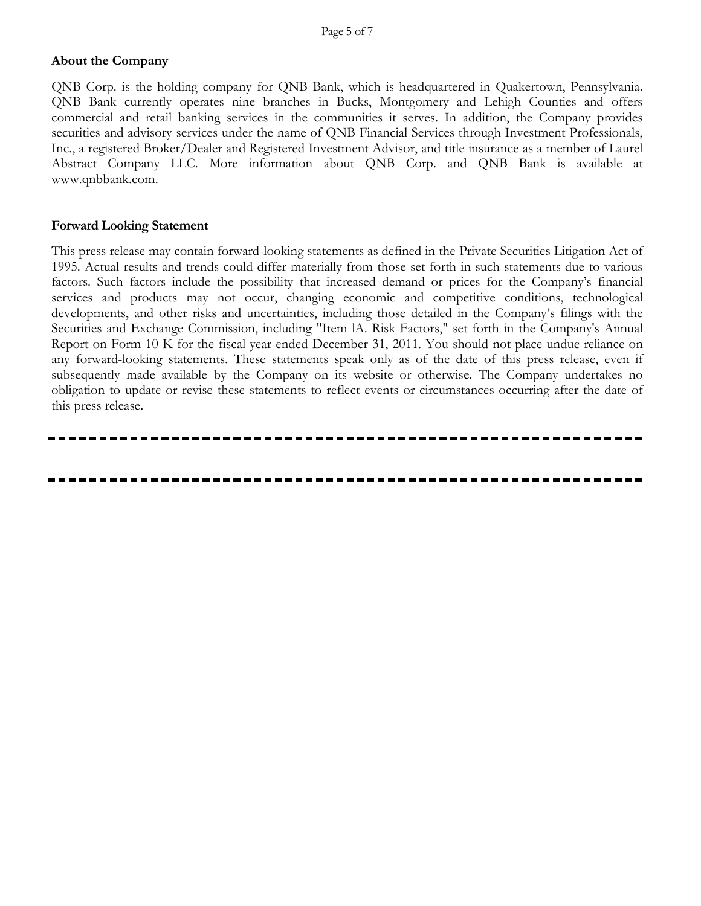**About the Company**

QNB Corp. is the holding company for QNB Bank, which is headquartered in Quakertown, Pennsylvania. QNB Bank currently operates nine branches in Bucks, Montgomery and Lehigh Counties and offers commercial and retail banking services in the communities it serves. In addition, the Company provides securities and advisory services under the name of QNB Financial Services through Investment Professionals, Inc., a registered Broker/Dealer and Registered Investment Advisor, and title insurance as a member of Laurel Abstract Company LLC. More information about QNB Corp. and QNB Bank is available at www.qnbbank.com.

**Forward Looking Statement**

This press release may contain forward-looking statements as defined in the Private Securities Litigation Act of 1995. Actual results and trends could differ materially from those set forth in such statements due to various factors. Such factors include the possibility that increased demand or prices for the Company's financial services and products may not occur, changing economic and competitive conditions, technological developments, and other risks and uncertainties, including those detailed in the Company's filings with the Securities and Exchange Commission, including "Item lA. Risk Factors," set forth in the Company's Annual Report on Form 10-K for the fiscal year ended December 31, 2011. You should not place undue reliance on any forward-looking statements. These statements speak only as of the date of this press release, even if subsequently made available by the Company on its website or otherwise. The Company undertakes no obligation to update or revise these statements to reflect events or circumstances occurring after the date of this press release.

---

---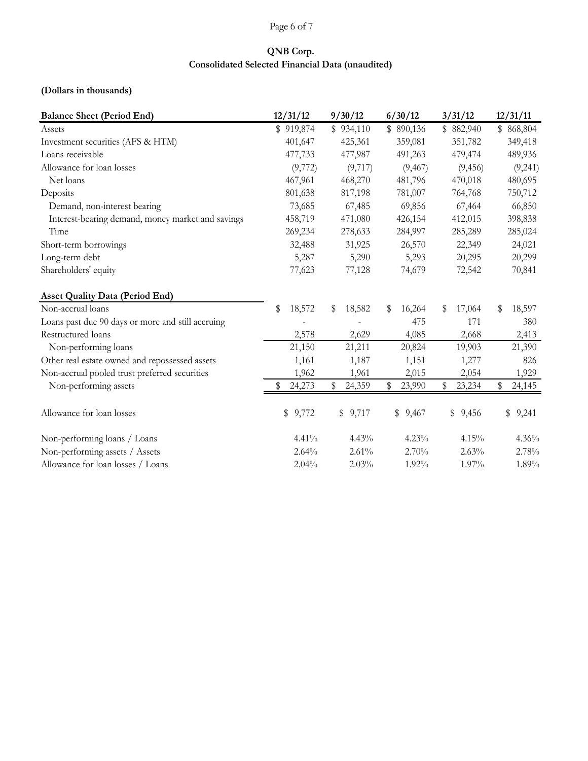**QNB Corp.**
**Consolidated Selected Financial Data (unaudited)**

**(Dollars in thousands)**

| **Balance Sheet (Period End)** | 12/31/12 | 9/30/12 | 6/30/12 | 3/31/12 | 12/31/11 |
|---|---|---|---|---|---|
| Assets | $ 919,874 | $ 934,110 | $ 890,136 | $ 882,940 | $ 868,804 |
| Investment securities (AFS & HTM) | 401,647 | 425,361 | 359,081 | 351,782 | 349,418 |
| Loans receivable | 477,733 | 477,987 | 491,263 | 479,474 | 489,936 |
| Allowance for loan losses | (9,772) | (9,717) | (9,467) | (9,456) | (9,241) |
| Net loans | 467,961 | 468,270 | 481,796 | 470,018 | 480,695 |
| Deposits | 801,638 | 817,198 | 781,007 | 764,768 | 750,712 |
| Demand, non-interest bearing | 73,685 | 67,485 | 69,856 | 67,464 | 66,850 |
| Interest-bearing demand, money market and savings | 458,719 | 471,080 | 426,154 | 412,015 | 398,838 |
| Time | 269,234 | 278,633 | 284,997 | 285,289 | 285,024 |
| Short-term borrowings | 32,488 | 31,925 | 26,570 | 22,349 | 24,021 |
| Long-term debt | 5,287 | 5,290 | 5,293 | 20,295 | 20,299 |
| Shareholders' equity | 77,623 | 77,128 | 74,679 | 72,542 | 70,841 |

| **Asset Quality Data (Period End)** | 12/31/12 | 9/30/12 | 6/30/12 | 3/31/12 | 12/31/11 |
|---|---|---|---|---|---|
| Non-accrual loans | $ 18,572 | $ 18,582 | $ 16,264 | $ 17,064 | $ 18,597 |
| Loans past due 90 days or more and still accruing | - | - | 475 | 171 | 380 |
| Restructured loans | 2,578 | 2,629 | 4,085 | 2,668 | 2,413 |
| Non-performing loans | 21,150 | 21,211 | 20,824 | 19,903 | 21,390 |
| Other real estate owned and repossessed assets | 1,161 | 1,187 | 1,151 | 1,277 | 826 |
| Non-accrual pooled trust preferred securities | 1,962 | 1,961 | 2,015 | 2,054 | 1,929 |
| Non-performing assets | $ 24,273 | $ 24,359 | $ 23,990 | $ 23,234 | $ 24,145 |
| | | | | | |
| Allowance for loan losses | $ 9,772 | $ 9,717 | $ 9,467 | $ 9,456 | $ 9,241 |
| | | | | | |
| Non-performing loans / Loans | 4.41% | 4.43% | 4.23% | 4.15% | 4.36% |
| Non-performing assets / Assets | 2.64% | 2.61% | 2.70% | 2.63% | 2.78% |
| Allowance for loan losses / Loans | 2.04% | 2.03% | 1.92% | 1.97% | 1.89% |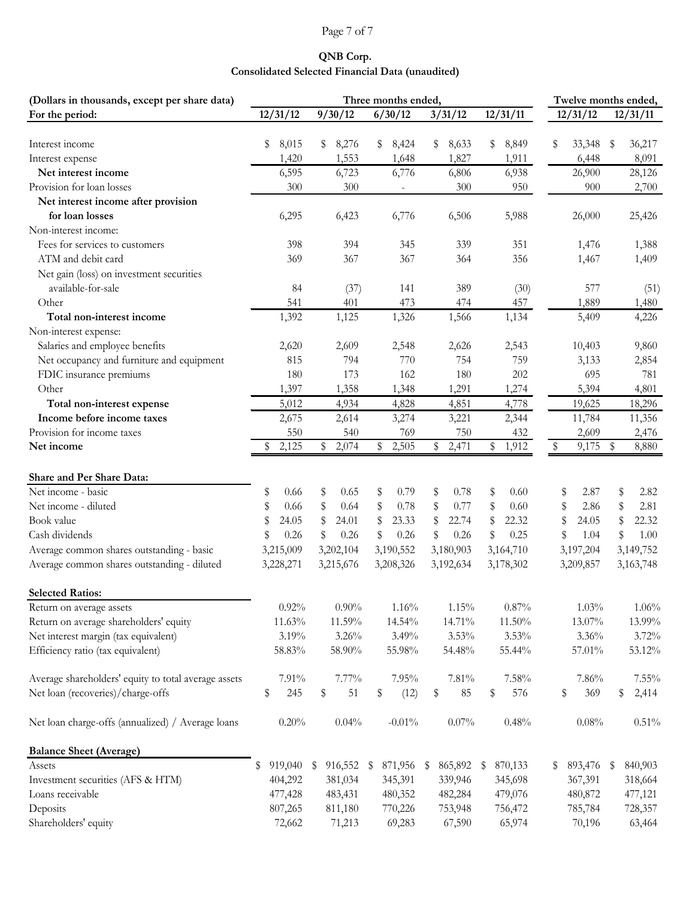**QNB Corp.**

**Consolidated Selected Financial Data (unaudited)**

| (Dollars in thousands, except per share data) | Three months ended, | | | | | Twelve months ended, | |
|---|---|---|---|---|---|---|---|
| **For the period:** | 12/31/12 | 9/30/12 | 6/30/12 | 3/31/12 | 12/31/11 | 12/31/12 | 12/31/11 |
| Interest income | $ 8,015 | $ 8,276 | $ 8,424 | $ 8,633 | $ 8,849 | $ 33,348 | $ 36,217 |
| Interest expense | 1,420 | 1,553 | 1,648 | 1,827 | 1,911 | 6,448 | 8,091 |
| **Net interest income** | 6,595 | 6,723 | 6,776 | 6,806 | 6,938 | 26,900 | 28,126 |
| Provision for loan losses | 300 | 300 | - | 300 | 950 | 900 | 2,700 |
| **Net interest income after provision for loan losses** | 6,295 | 6,423 | 6,776 | 6,506 | 5,988 | 26,000 | 25,426 |
| Non-interest income: | | | | | | | |
| Fees for services to customers | 398 | 394 | 345 | 339 | 351 | 1,476 | 1,388 |
| ATM and debit card | 369 | 367 | 367 | 364 | 356 | 1,467 | 1,409 |
| Net gain (loss) on investment securities available-for-sale | 84 | (37) | 141 | 389 | (30) | 577 | (51) |
| Other | 541 | 401 | 473 | 474 | 457 | 1,889 | 1,480 |
| **Total non-interest income** | 1,392 | 1,125 | 1,326 | 1,566 | 1,134 | 5,409 | 4,226 |
| Non-interest expense: | | | | | | | |
| Salaries and employee benefits | 2,620 | 2,609 | 2,548 | 2,626 | 2,543 | 10,403 | 9,860 |
| Net occupancy and furniture and equipment | 815 | 794 | 770 | 754 | 759 | 3,133 | 2,854 |
| FDIC insurance premiums | 180 | 173 | 162 | 180 | 202 | 695 | 781 |
| Other | 1,397 | 1,358 | 1,348 | 1,291 | 1,274 | 5,394 | 4,801 |
| **Total non-interest expense** | 5,012 | 4,934 | 4,828 | 4,851 | 4,778 | 19,625 | 18,296 |
| **Income before income taxes** | 2,675 | 2,614 | 3,274 | 3,221 | 2,344 | 11,784 | 11,356 |
| Provision for income taxes | 550 | 540 | 769 | 750 | 432 | 2,609 | 2,476 |
| **Net income** | $ 2,125 | $ 2,074 | $ 2,505 | $ 2,471 | $ 1,912 | $ 9,175 | $ 8,880 |
| **Share and Per Share Data:** | | | | | | | |
| Net income - basic | $ 0.66 | $ 0.65 | $ 0.79 | $ 0.78 | $ 0.60 | $ 2.87 | $ 2.82 |
| Net income - diluted | $ 0.66 | $ 0.64 | $ 0.78 | $ 0.77 | $ 0.60 | $ 2.86 | $ 2.81 |
| Book value | $ 24.05 | $ 24.01 | $ 23.33 | $ 22.74 | $ 22.32 | $ 24.05 | $ 22.32 |
| Cash dividends | $ 0.26 | $ 0.26 | $ 0.26 | $ 0.26 | $ 0.25 | $ 1.04 | $ 1.00 |
| Average common shares outstanding - basic | 3,215,009 | 3,202,104 | 3,190,552 | 3,180,903 | 3,164,710 | 3,197,204 | 3,149,752 |
| Average common shares outstanding - diluted | 3,228,271 | 3,215,676 | 3,208,326 | 3,192,634 | 3,178,302 | 3,209,857 | 3,163,748 |
| **Selected Ratios:** | | | | | | | |
| Return on average assets | 0.92% | 0.90% | 1.16% | 1.15% | 0.87% | 1.03% | 1.06% |
| Return on average shareholders' equity | 11.63% | 11.59% | 14.54% | 14.71% | 11.50% | 13.07% | 13.99% |
| Net interest margin (tax equivalent) | 3.19% | 3.26% | 3.49% | 3.53% | 3.53% | 3.36% | 3.72% |
| Efficiency ratio (tax equivalent) | 58.83% | 58.90% | 55.98% | 54.48% | 55.44% | 57.01% | 53.12% |
| Average shareholders' equity to total average assets | 7.91% | 7.77% | 7.95% | 7.81% | 7.58% | 7.86% | 7.55% |
| Net loan (recoveries)/charge-offs | $ 245 | $ 51 | $ (12) | $ 85 | $ 576 | $ 369 | $ 2,414 |
| Net loan charge-offs (annualized) / Average loans | 0.20% | 0.04% | -0.01% | 0.07% | 0.48% | 0.08% | 0.51% |
| **Balance Sheet (Average)** | | | | | | | |
| Assets | $ 919,040 | $ 916,552 | $ 871,956 | $ 865,892 | $ 870,133 | $ 893,476 | $ 840,903 |
| Investment securities (AFS & HTM) | 404,292 | 381,034 | 345,391 | 339,946 | 345,698 | 367,391 | 318,664 |
| Loans receivable | 477,428 | 483,431 | 480,352 | 482,284 | 479,076 | 480,872 | 477,121 |
| Deposits | 807,265 | 811,180 | 770,226 | 753,948 | 756,472 | 785,784 | 728,357 |
| Shareholders' equity | 72,662 | 71,213 | 69,283 | 67,590 | 65,974 | 70,196 | 63,464 |